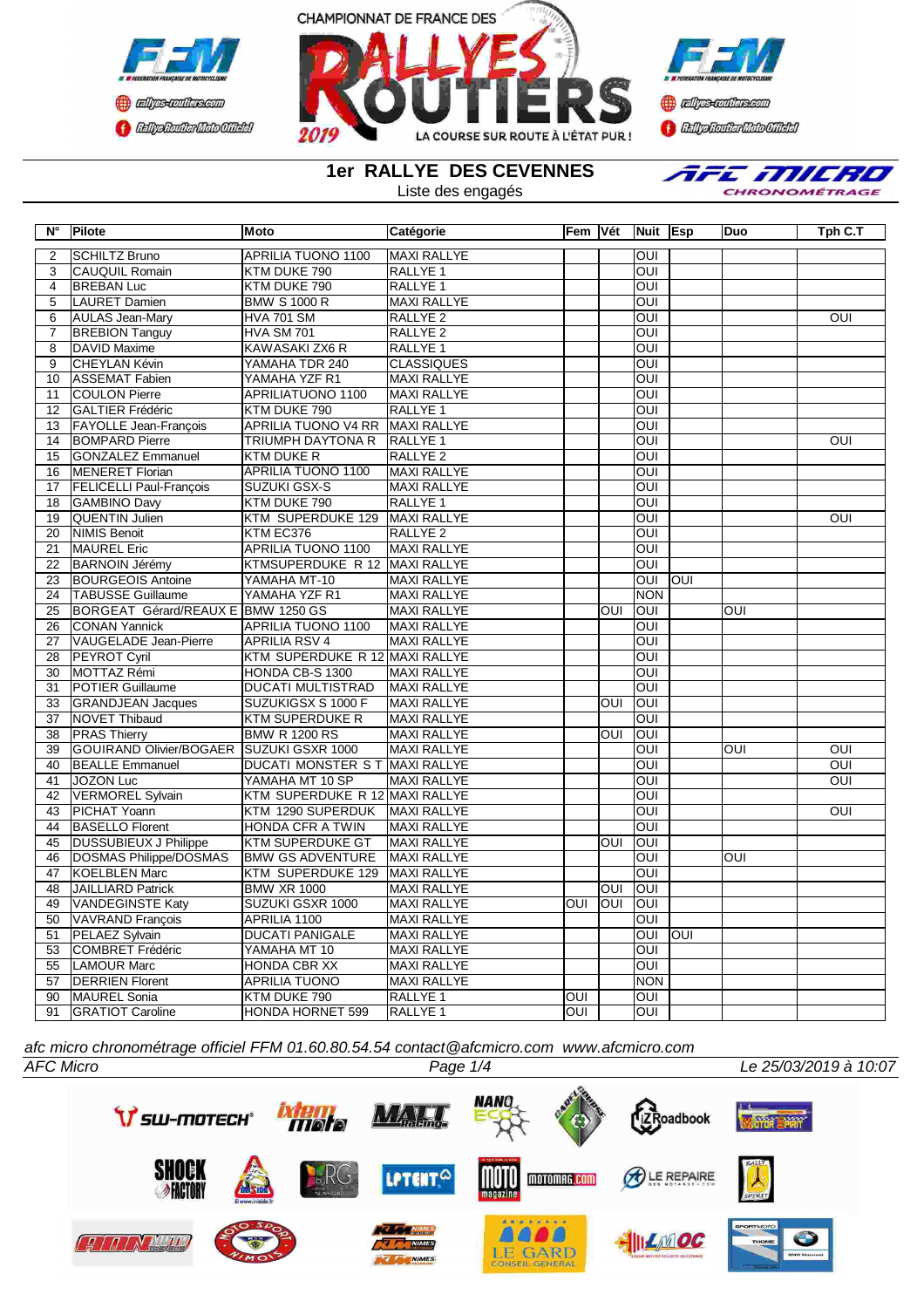CHAMPIONNAT DE FRANCE DES RALLYES ROUTIERS 2019 — LA COURSE SUR ROUTE À L'ÉTAT PUR !

## 1er RALLYE DES CEVENNES

Liste des engagés

| N° | Pilote | Moto | Catégorie | Fem | Vét | Nuit | Esp | Duo | Tph C.T |
|---|---|---|---|---|---|---|---|---|---|
| 2 | SCHILTZ Bruno | APRILIA TUONO 1100 | MAXI RALLYE | | | OUI | | | |
| 3 | CAUQUIL Romain | KTM DUKE 790 | RALLYE 1 | | | OUI | | | |
| 4 | BREBAN Luc | KTM DUKE 790 | RALLYE 1 | | | OUI | | | |
| 5 | LAURET Damien | BMW S 1000 R | MAXI RALLYE | | | OUI | | | |
| 6 | AULAS Jean-Mary | HVA 701 SM | RALLYE 2 | | | OUI | | | OUI |
| 7 | BREBION Tanguy | HVA SM 701 | RALLYE 2 | | | OUI | | | |
| 8 | DAVID Maxime | KAWASAKI ZX6 R | RALLYE 1 | | | OUI | | | |
| 9 | CHEYLAN Kévin | YAMAHA TDR 240 | CLASSIQUES | | | OUI | | | |
| 10 | ASSEMAT Fabien | YAMAHA YZF R1 | MAXI RALLYE | | | OUI | | | |
| 11 | COULON Pierre | APRILIATUONO 1100 | MAXI RALLYE | | | OUI | | | |
| 12 | GALTIER Frédéric | KTM DUKE 790 | RALLYE 1 | | | OUI | | | |
| 13 | FAYOLLE Jean-François | APRILIA TUONO V4 RR | MAXI RALLYE | | | OUI | | | |
| 14 | BOMPARD Pierre | TRIUMPH DAYTONA R | RALLYE 1 | | | OUI | | | OUI |
| 15 | GONZALEZ Emmanuel | KTM DUKE R | RALLYE 2 | | | OUI | | | |
| 16 | MENERET Florian | APRILIA TUONO 1100 | MAXI RALLYE | | | OUI | | | |
| 17 | FELICELLI Paul-François | SUZUKI GSX-S | MAXI RALLYE | | | OUI | | | |
| 18 | GAMBINO Davy | KTM DUKE 790 | RALLYE 1 | | | OUI | | | |
| 19 | QUENTIN Julien | KTM SUPERDUKE 129 | MAXI RALLYE | | | OUI | | | OUI |
| 20 | NIMIS Benoit | KTM EC376 | RALLYE 2 | | | OUI | | | |
| 21 | MAUREL Eric | APRILIA TUONO 1100 | MAXI RALLYE | | | OUI | | | |
| 22 | BARNOIN Jérémy | KTMSUPERDUKE R 12 | MAXI RALLYE | | | OUI | | | |
| 23 | BOURGEOIS Antoine | YAMAHA MT-10 | MAXI RALLYE | | | OUI | OUI | | |
| 24 | TABUSSE Guillaume | YAMAHA YZF R1 | MAXI RALLYE | | | NON | | | |
| 25 | BORGEAT Gérard/REAUX E | BMW 1250 GS | MAXI RALLYE | | OUI | OUI | | OUI | |
| 26 | CONAN Yannick | APRILIA TUONO 1100 | MAXI RALLYE | | | OUI | | | |
| 27 | VAUGELADE Jean-Pierre | APRILIA RSV 4 | MAXI RALLYE | | | OUI | | | |
| 28 | PEYROT Cyril | KTM SUPERDUKE R 12 | MAXI RALLYE | | | OUI | | | |
| 30 | MOTTAZ Rémi | HONDA CB-S 1300 | MAXI RALLYE | | | OUI | | | |
| 31 | POTIER Guillaume | DUCATI MULTISTRAD | MAXI RALLYE | | | OUI | | | |
| 33 | GRANDJEAN Jacques | SUZUKIGSX S 1000 F | MAXI RALLYE | | OUI | OUI | | | |
| 37 | NOVET Thibaud | KTM SUPERDUKE R | MAXI RALLYE | | | OUI | | | |
| 38 | PRAS Thierry | BMW R 1200 RS | MAXI RALLYE | | OUI | OUI | | | |
| 39 | GOUIRAND Olivier/BOGAER | SUZUKI GSXR 1000 | MAXI RALLYE | | | OUI | | OUI | OUI |
| 40 | BEALLE Emmanuel | DUCATI MONSTER S T | MAXI RALLYE | | | OUI | | | OUI |
| 41 | JOZON Luc | YAMAHA MT 10 SP | MAXI RALLYE | | | OUI | | | OUI |
| 42 | VERMOREL Sylvain | KTM SUPERDUKE R 12 | MAXI RALLYE | | | OUI | | | |
| 43 | PICHAT Yoann | KTM 1290 SUPERDUK | MAXI RALLYE | | | OUI | | | OUI |
| 44 | BASELLO Florent | HONDA CFR A TWIN | MAXI RALLYE | | | OUI | | | |
| 45 | DUSSUBIEUX J Philippe | KTM SUPERDUKE GT | MAXI RALLYE | | OUI | OUI | | | |
| 46 | DOSMAS Philippe/DOSMAS | BMW GS ADVENTURE | MAXI RALLYE | | | OUI | | OUI | |
| 47 | KOELBLEN Marc | KTM SUPERDUKE 129 | MAXI RALLYE | | | OUI | | | |
| 48 | JAILLIARD Patrick | BMW XR 1000 | MAXI RALLYE | | OUI | OUI | | | |
| 49 | VANDEGINSTE Katy | SUZUKI GSXR 1000 | MAXI RALLYE | OUI | OUI | OUI | | | |
| 50 | VAVRAND François | APRILIA 1100 | MAXI RALLYE | | | OUI | | | |
| 51 | PELAEZ Sylvain | DUCATI PANIGALE | MAXI RALLYE | | | OUI | OUI | | |
| 53 | COMBRET Frédéric | YAMAHA MT 10 | MAXI RALLYE | | | OUI | | | |
| 55 | LAMOUR Marc | HONDA CBR XX | MAXI RALLYE | | | OUI | | | |
| 57 | DERRIEN Florent | APRILIA TUONO | MAXI RALLYE | | | NON | | | |
| 90 | MAUREL Sonia | KTM DUKE 790 | RALLYE 1 | OUI | | OUI | | | |
| 91 | GRATIOT Caroline | HONDA HORNET 599 | RALLYE 1 | OUI | | OUI | | | |

*afc micro chronométrage officiel FFM 01.60.80.54.54 contact@afcmicro.com www.afcmicro.com*

AFC Micro — Le 25/03/2019 à 10:07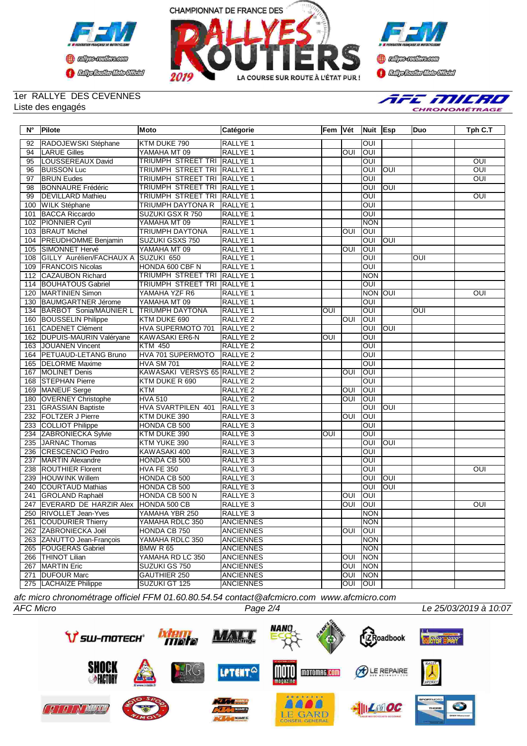CHAMPIONNAT DE FRANCE DES RALLYES ROUTIERS 2019 — LA COURSE SUR ROUTE À L'ÉTAT PUR !

1er RALLYE DES CEVENNES
Liste des engagés

| N° | Pilote | Moto | Catégorie | Fem | Vét | Nuit | Esp | Duo | Tph C.T |
|---|---|---|---|---|---|---|---|---|---|
| 92 | RADOJEWSKI Stéphane | KTM DUKE 790 | RALLYE 1 | | | OUI | | | |
| 94 | LARUE Gilles | YAMAHA MT 09 | RALLYE 1 | | OUI | OUI | | | |
| 95 | LOUSSEREAUX David | TRIUMPH STREET TRI | RALLYE 1 | | | OUI | | | OUI |
| 96 | BUISSON Luc | TRIUMPH STREET TRI | RALLYE 1 | | | OUI | OUI | | OUI |
| 97 | BRUN Eudes | TRIUMPH STREET TRI | RALLYE 1 | | | OUI | | | OUI |
| 98 | BONNAURE Frédéric | TRIUMPH STREET TRI | RALLYE 1 | | | OUI | OUI | | |
| 99 | DEVILLARD Mathieu | TRIUMPH STREET TRI | RALLYE 1 | | | OUI | | | OUI |
| 100 | WILK Stéphane | TRIUMPH DAYTONA R | RALLYE 1 | | | OUI | | | |
| 101 | BACCA Riccardo | SUZUKI GSX R 750 | RALLYE 1 | | | OUI | | | |
| 102 | PIONNIER Cyril | YAMAHA MT 09 | RALLYE 1 | | | NON | | | |
| 103 | BRAUT Michel | TRIUMPH DAYTONA | RALLYE 1 | | OUI | OUI | | | |
| 104 | PREUDHOMME Benjamin | SUZUKI GSXS 750 | RALLYE 1 | | | OUI | OUI | | |
| 105 | SIMONNET Hervé | YAMAHA MT 09 | RALLYE 1 | | OUI | OUI | | | |
| 108 | GILLY Aurélien/FACHAUX A | SUZUKI 650 | RALLYE 1 | | | OUI | | OUI | |
| 109 | FRANCOIS Nicolas | HONDA 600 CBF N | RALLYE 1 | | | OUI | | | |
| 112 | CAZAUBON Richard | TRIUMPH STREET TRI | RALLYE 1 | | | NON | | | |
| 114 | BOUHATOUS Gabriel | TRIUMPH STREET TRI | RALLYE 1 | | | OUI | | | |
| 120 | MARTINIEN Simon | YAMAHA YZF R6 | RALLYE 1 | | | NON | OUI | | OUI |
| 130 | BAUMGARTNER Jérome | YAMAHA MT 09 | RALLYE 1 | | | OUI | | | |
| 134 | BARBOT Sonia/MAUNIER L | TRIUMPH DAYTONA | RALLYE 1 | OUI | | OUI | | OUI | |
| 160 | BOUSSELIN Philippe | KTM DUKE 690 | RALLYE 2 | | OUI | OUI | | | |
| 161 | CADENET Clément | HVA SUPERMOTO 701 | RALLYE 2 | | | OUI | OUI | | |
| 162 | DUPUIS-MAURIN Valéryane | KAWASAKI ER6-N | RALLYE 2 | OUI | | OUI | | | |
| 163 | JOUANEN Vincent | KTM 450 | RALLYE 2 | | | OUI | | | |
| 164 | PETUAUD-LETANG Bruno | HVA 701 SUPERMOTO | RALLYE 2 | | | OUI | | | |
| 165 | DELORME Maxime | HVA SM 701 | RALLYE 2 | | | OUI | | | |
| 167 | MOLINET Denis | KAWASAKI VERSYS 65 | RALLYE 2 | | OUI | OUI | | | |
| 168 | STEPHAN Pierre | KTM DUKE R 690 | RALLYE 2 | | | OUI | | | |
| 169 | MANEUF Serge | KTM | RALLYE 2 | | OUI | OUI | | | |
| 180 | OVERNEY Christophe | HVA 510 | RALLYE 2 | | OUI | OUI | | | |
| 231 | GRASSIAN Baptiste | HVA SVARTPILEN 401 | RALLYE 3 | | | OUI | OUI | | |
| 232 | FOLTZER J Pierre | KTM DUKE 390 | RALLYE 3 | | OUI | OUI | | | |
| 233 | COLLIOT Philippe | HONDA CB 500 | RALLYE 3 | | | OUI | | | |
| 234 | ZABRONIECKA Sylvie | KTM DUKE 390 | RALLYE 3 | OUI | | OUI | | | |
| 235 | JARNAC Thomas | KTM YUKE 390 | RALLYE 3 | | | OUI | OUI | | |
| 236 | CRESCENCIO Pedro | KAWASAKI 400 | RALLYE 3 | | | OUI | | | |
| 237 | MARTIN Alexandre | HONDA CB 500 | RALLYE 3 | | | OUI | | | |
| 238 | ROUTHIER Florent | HVA FE 350 | RALLYE 3 | | | OUI | | | OUI |
| 239 | HOUWINK Willem | HONDA CB 500 | RALLYE 3 | | | OUI | OUI | | |
| 240 | COURTAUD Mathias | HONDA CB 500 | RALLYE 3 | | | OUI | OUI | | |
| 241 | GROLAND Raphaël | HONDA CB 500 N | RALLYE 3 | | OUI | OUI | | | |
| 247 | EVERARD DE HARZIR Alex | HONDA 500 CB | RALLYE 3 | | OUI | OUI | | | OUI |
| 250 | RIVOLLET Jean-Yves | YAMAHA YBR 250 | RALLYE 3 | | | NON | | | |
| 261 | COUDURIER Thierry | YAMAHA RDLC 350 | ANCIENNES | | | NON | | | |
| 262 | ZABRONIECKA Joël | HONDA CB 750 | ANCIENNES | | OUI | OUI | | | |
| 263 | ZANUTTO Jean-François | YAMAHA RDLC 350 | ANCIENNES | | | NON | | | |
| 265 | FOUGERAS Gabriel | BMW R 65 | ANCIENNES | | | NON | | | |
| 266 | THINOT Lilian | YAMAHA RD LC 350 | ANCIENNES | | OUI | NON | | | |
| 267 | MARTIN Eric | SUZUKI GS 750 | ANCIENNES | | OUI | NON | | | |
| 271 | DUFOUR Marc | GAUTHIER 250 | ANCIENNES | | OUI | NON | | | |
| 275 | LACHAIZE Philippe | SUZUKI GT 125 | ANCIENNES | | OUI | OUI | | | |

*afc micro chronométrage officiel FFM 01.60.80.54.54 contact@afcmicro.com www.afcmicro.com*

*AFC Micro* — *Le 25/03/2019 à 10:07*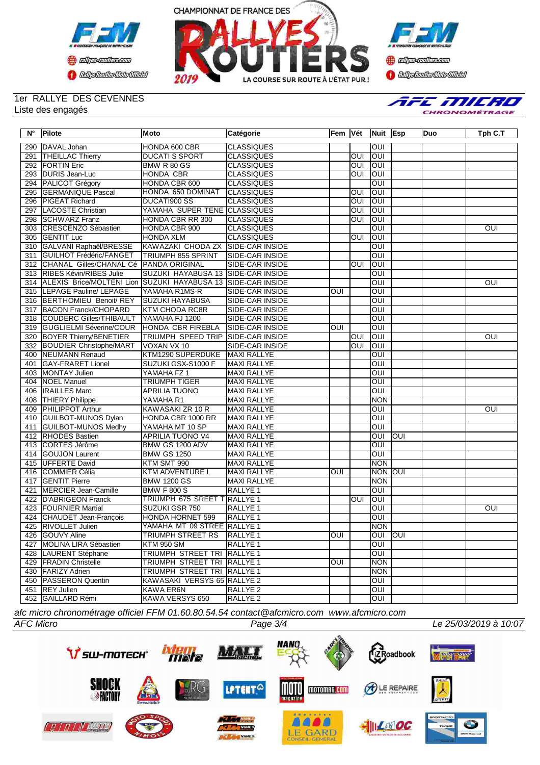CHAMPIONNAT DE FRANCE DES RALLYES ROUTIERS 2019 — LA COURSE SUR ROUTE À L'ÉTAT PUR !

1er RALLYE DES CEVENNES
Liste des engagés

| N° | Pilote | Moto | Catégorie | Fem | Vét | Nuit | Esp | Duo | Tph C.T |
|---|---|---|---|---|---|---|---|---|---|
| 290 | DAVAL Johan | HONDA 600 CBR | CLASSIQUES | | | OUI | | | |
| 291 | THEILLAC Thierry | DUCATI S SPORT | CLASSIQUES | | OUI | OUI | | | |
| 292 | FORTIN Eric | BMW R 80 GS | CLASSIQUES | | OUI | OUI | | | |
| 293 | DURIS Jean-Luc | HONDA CBR | CLASSIQUES | | OUI | OUI | | | |
| 294 | PALICOT Grégory | HONDA CBR 600 | CLASSIQUES | | | OUI | | | |
| 295 | GERMANIQUE Pascal | HONDA 650 DOMINAT | CLASSIQUES | | OUI | OUI | | | |
| 296 | PIGEAT Richard | DUCATI900 SS | CLASSIQUES | | OUI | OUI | | | |
| 297 | LACOSTE Christian | YAMAHA SUPER TENE | CLASSIQUES | | OUI | OUI | | | |
| 298 | SCHWARZ Franz | HONDA CBR RR 300 | CLASSIQUES | | OUI | OUI | | | |
| 303 | CRESCENZO Sébastien | HONDA CBR 900 | CLASSIQUES | | | OUI | | | OUI |
| 305 | GENTIT Luc | HONDA XLM | CLASSIQUES | | OUI | OUI | | | |
| 310 | GALVANI Raphaël/BRESSE | KAWAZAKI CHODA ZX | SIDE-CAR INSIDE | | | OUI | | | |
| 311 | GUILHOT Frédéric/FANGET | TRIUMPH 855 SPRINT | SIDE-CAR INSIDE | | | OUI | | | |
| 312 | CHANAL Gilles/CHANAL Cé | PANDA ORIGINAL | SIDE-CAR INSIDE | | OUI | OUI | | | |
| 313 | RIBES Kévin/RIBES Julie | SUZUKI HAYABUSA 13 | SIDE-CAR INSIDE | | | OUI | | | |
| 314 | ALEXIS Brice/MOLTENI Lion | SUZUKI HAYABUSA 13 | SIDE-CAR INSIDE | | | OUI | | | OUI |
| 315 | LEPAGE Pauline/ LEPAGE | YAMAHA R1MS-R | SIDE-CAR INSIDE | OUI | | OUI | | | |
| 316 | BERTHOMIEU Benoit/ REY | SUZUKI HAYABUSA | SIDE-CAR INSIDE | | | OUI | | | |
| 317 | BACON Franck/CHOPARD | KTM CHODA RC8R | SIDE-CAR INSIDE | | | OUI | | | |
| 318 | COUDERC Gilles/THIBAULT | YAMAHA FJ 1200 | SIDE-CAR INSIDE | | | OUI | | | |
| 319 | GUGLIELMI Séverine/COUR | HONDA CBR FIREBLA | SIDE-CAR INSIDE | OUI | | OUI | | | |
| 320 | BOYER Thierry/BENETIER | TRIUMPH SPEED TRIP | SIDE-CAR INSIDE | | OUI | OUI | | | OUI |
| 332 | BOUDIER Christophe/MART | VOXAN VX 10 | SIDE-CAR INSIDE | | OUI | OUI | | | |
| 400 | NEUMANN Renaud | KTM1290 SUPERDUKE | MAXI RALLYE | | | OUI | | | |
| 401 | GAY-FRARET Lionel | SUZUKI GSX-S1000 F | MAXI RALLYE | | | OUI | | | |
| 403 | MONTAY Julien | YAMAHA FZ 1 | MAXI RALLYE | | | OUI | | | |
| 404 | NOEL Manuel | TRIUMPH TIGER | MAXI RALLYE | | | OUI | | | |
| 406 | IRAILLES Marc | APRILIA TUONO | MAXI RALLYE | | | OUI | | | |
| 408 | THIERY Philippe | YAMAHA R1 | MAXI RALLYE | | | NON | | | |
| 409 | PHILIPPOT Arthur | KAWASAKI ZR 10 R | MAXI RALLYE | | | OUI | | | OUI |
| 410 | GUILBOT-MUNOS Dylan | HONDA CBR 1000 RR | MAXI RALLYE | | | OUI | | | |
| 411 | GUILBOT-MUNOS Medhy | YAMAHA MT 10 SP | MAXI RALLYE | | | OUI | | | |
| 412 | RHODES Bastien | APRILIA TUONO V4 | MAXI RALLYE | | | OUI | OUI | | |
| 413 | CORTES Jérôme | BMW GS 1200 ADV | MAXI RALLYE | | | OUI | | | |
| 414 | GOUJON Laurent | BMW GS 1250 | MAXI RALLYE | | | OUI | | | |
| 415 | UFFERTE David | KTM SMT 990 | MAXI RALLYE | | | NON | | | |
| 416 | COMMIER Célia | KTM ADVENTURE L | MAXI RALLYE | OUI | | NON | OUI | | |
| 417 | GENTIT Pierre | BMW 1200 GS | MAXI RALLYE | | | NON | | | |
| 421 | MERCIER Jean-Camille | BMW F 800 S | RALLYE 1 | | | OUI | | | |
| 422 | D'ABRIGEON Franck | TRIUMPH 675 SREET T | RALLYE 1 | | OUI | OUI | | | |
| 423 | FOURNIER Martial | SUZUKI GSR 750 | RALLYE 1 | | | OUI | | | OUI |
| 424 | CHAUDET Jean-François | HONDA HORNET 599 | RALLYE 1 | | | OUI | | | |
| 425 | RIVOLLET Julien | YAMAHA MT 09 STREE | RALLYE 1 | | | NON | | | |
| 426 | GOUVY Aline | TRIUMPH STREET RS | RALLYE 1 | OUI | | OUI | OUI | | |
| 427 | MOLINA LIRA Sébastien | KTM 950 SM | RALLYE 1 | | | OUI | | | |
| 428 | LAURENT Stéphane | TRIUMPH STREET TRI | RALLYE 1 | | | OUI | | | |
| 429 | FRADIN Christelle | TRIUMPH STREET TRI | RALLYE 1 | OUI | | NON | | | |
| 430 | FARIZY Adrien | TRIUMPH STREET TRI | RALLYE 1 | | | NON | | | |
| 450 | PASSERON Quentin | KAWASAKI VERSYS 65 | RALLYE 2 | | | OUI | | | |
| 451 | REY Julien | KAWA ER6N | RALLYE 2 | | | OUI | | | |
| 452 | GAILLARD Rémi | KAWA VERSYS 650 | RALLYE 2 | | | OUI | | | |

*afc micro chronométrage officiel FFM 01.60.80.54.54 contact@afcmicro.com www.afcmicro.com*

*AFC Micro* — *Le 25/03/2019 à 10:07*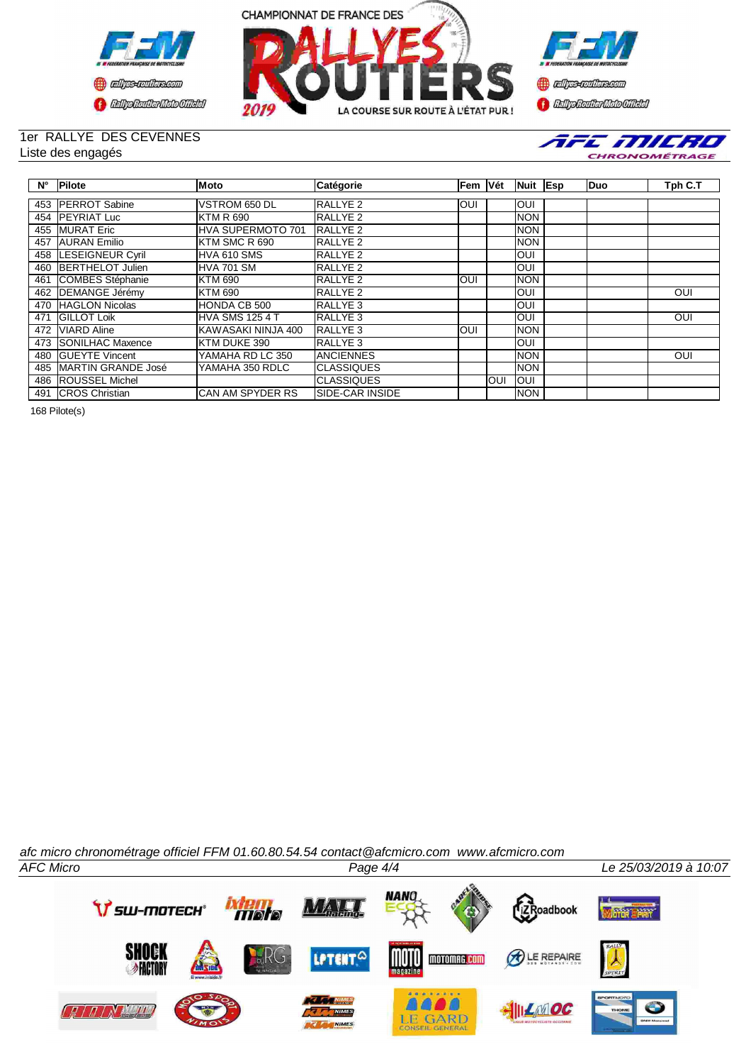CHAMPIONNAT DE FRANCE DES RALLYES ROUTIERS 2019

LA COURSE SUR ROUTE À L'ÉTAT PUR !

1er RALLYE DES CEVENNES

Liste des engagés

| N° | Pilote | Moto | Catégorie | Fem | Vét | Nuit | Esp | Duo | Tph C.T |
|---|---|---|---|---|---|---|---|---|---|
| 453 | PERROT Sabine | VSTROM 650 DL | RALLYE 2 | OUI | | OUI | | | |
| 454 | PEYRIAT Luc | KTM R 690 | RALLYE 2 | | | NON | | | |
| 455 | MURAT Eric | HVA SUPERMOTO 701 | RALLYE 2 | | | NON | | | |
| 457 | AURAN Emilio | KTM SMC R 690 | RALLYE 2 | | | NON | | | |
| 458 | LESEIGNEUR Cyril | HVA 610 SMS | RALLYE 2 | | | OUI | | | |
| 460 | BERTHELOT Julien | HVA 701 SM | RALLYE 2 | | | OUI | | | |
| 461 | COMBES Stéphanie | KTM 690 | RALLYE 2 | OUI | | NON | | | |
| 462 | DEMANGE Jérémy | KTM 690 | RALLYE 2 | | | OUI | | | OUI |
| 470 | HAGLON Nicolas | HONDA CB 500 | RALLYE 3 | | | OUI | | | |
| 471 | GILLOT Loik | HVA SMS 125 4 T | RALLYE 3 | | | OUI | | | OUI |
| 472 | VIARD Aline | KAWASAKI NINJA 400 | RALLYE 3 | OUI | | NON | | | |
| 473 | SONILHAC Maxence | KTM DUKE 390 | RALLYE 3 | | | OUI | | | |
| 480 | GUEYTE Vincent | YAMAHA RD LC 350 | ANCIENNES | | | NON | | | OUI |
| 485 | MARTIN GRANDE José | YAMAHA 350 RDLC | CLASSIQUES | | | NON | | | |
| 486 | ROUSSEL Michel | | CLASSIQUES | | OUI | OUI | | | |
| 491 | CROS Christian | CAN AM SPYDER RS | SIDE-CAR INSIDE | | | NON | | | |

168 Pilote(s)

*afc micro chronométrage officiel FFM 01.60.80.54.54 contact@afcmicro.com www.afcmicro.com*

*AFC Micro* — *Le 25/03/2019 à 10:07*